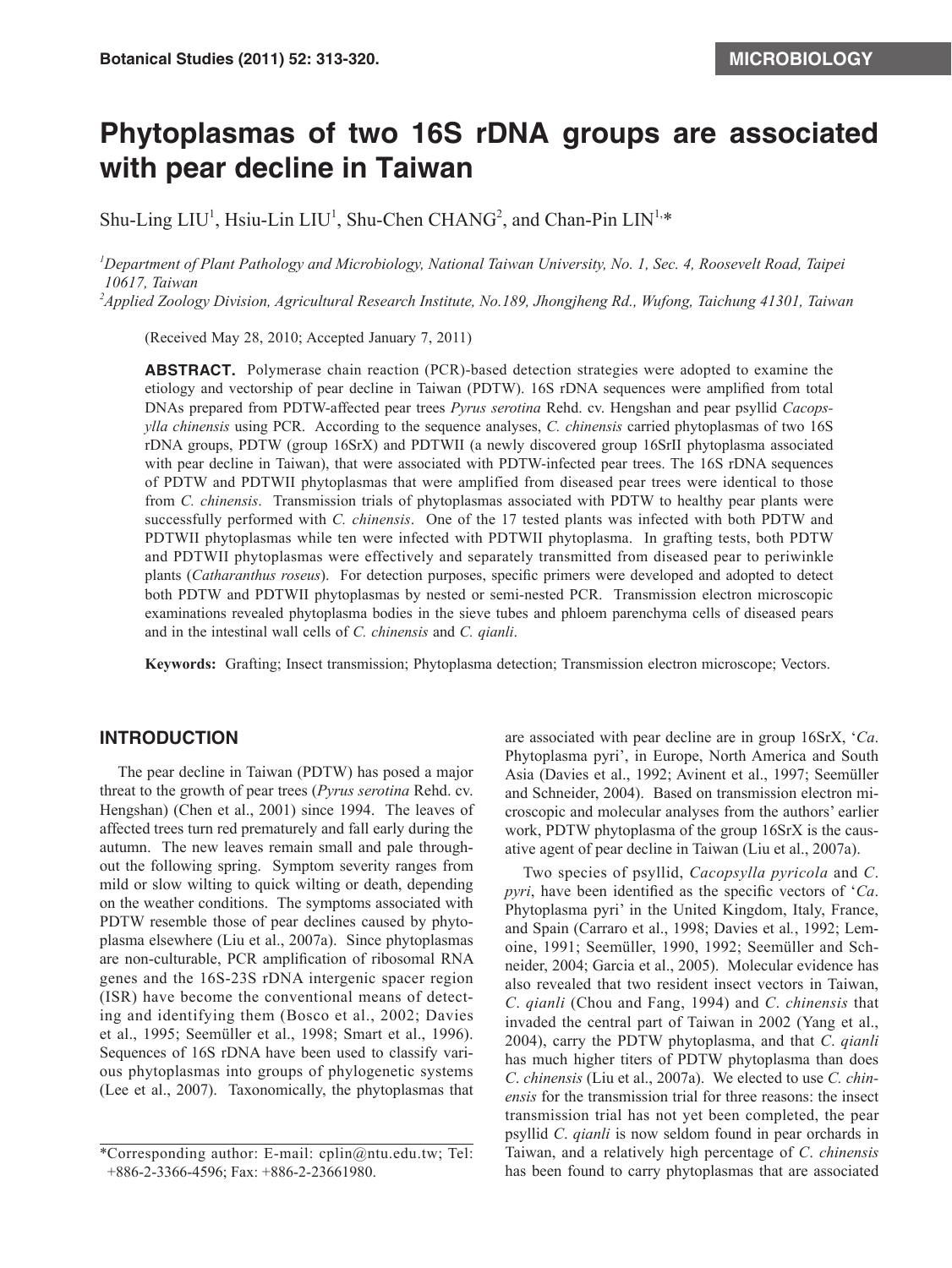# Phytoplasmas of two 16S rDNA groups are associated with pear decline in Taiwan

Shu-Ling LIU[1], Hsiu-Lin LIU[1], Shu-Chen CHANG[2], and Chan-Pin LIN[1,*]

[1]*Department of Plant Pathology and Microbiology, National Taiwan University, No. 1, Sec. 4, Roosevelt Road, Taipei 10617, Taiwan*

[2]*Applied Zoology Division, Agricultural Research Institute, No.189, Jhongjheng Rd., Wufong, Taichung 41301, Taiwan*

(Received May 28, 2010; Accepted January 7, 2011)

**ABSTRACT.** Polymerase chain reaction (PCR)-based detection strategies were adopted to examine the etiology and vectorship of pear decline in Taiwan (PDTW). 16S rDNA sequences were amplified from total DNAs prepared from PDTW-affected pear trees *Pyrus serotina* Rehd. cv. Hengshan and pear psyllid *Cacopsylla chinensis* using PCR. According to the sequence analyses, *C. chinensis* carried phytoplasmas of two 16S rDNA groups, PDTW (group 16SrX) and PDTWII (a newly discovered group 16SrII phytoplasma associated with pear decline in Taiwan), that were associated with PDTW-infected pear trees. The 16S rDNA sequences of PDTW and PDTWII phytoplasmas that were amplified from diseased pear trees were identical to those from *C. chinensis*. Transmission trials of phytoplasmas associated with PDTW to healthy pear plants were successfully performed with *C. chinensis*. One of the 17 tested plants was infected with both PDTW and PDTWII phytoplasmas while ten were infected with PDTWII phytoplasma. In grafting tests, both PDTW and PDTWII phytoplasmas were effectively and separately transmitted from diseased pear to periwinkle plants (*Catharanthus roseus*). For detection purposes, specific primers were developed and adopted to detect both PDTW and PDTWII phytoplasmas by nested or semi-nested PCR. Transmission electron microscopic examinations revealed phytoplasma bodies in the sieve tubes and phloem parenchyma cells of diseased pears and in the intestinal wall cells of *C. chinensis* and *C. qianli*.

**Keywords:** Grafting; Insect transmission; Phytoplasma detection; Transmission electron microscope; Vectors.

## INTRODUCTION

The pear decline in Taiwan (PDTW) has posed a major threat to the growth of pear trees (*Pyrus serotina* Rehd. cv. Hengshan) (Chen et al., 2001) since 1994. The leaves of affected trees turn red prematurely and fall early during the autumn. The new leaves remain small and pale throughout the following spring. Symptom severity ranges from mild or slow wilting to quick wilting or death, depending on the weather conditions. The symptoms associated with PDTW resemble those of pear declines caused by phytoplasma elsewhere (Liu et al., 2007a). Since phytoplasmas are non-culturable, PCR amplification of ribosomal RNA genes and the 16S-23S rDNA intergenic spacer region (ISR) have become the conventional means of detecting and identifying them (Bosco et al., 2002; Davies et al., 1995; Seemüller et al., 1998; Smart et al., 1996). Sequences of 16S rDNA have been used to classify various phytoplasmas into groups of phylogenetic systems (Lee et al., 2007). Taxonomically, the phytoplasmas that are associated with pear decline are in group 16SrX, '*Ca*. Phytoplasma pyri', in Europe, North America and South Asia (Davies et al., 1992; Avinent et al., 1997; Seemüller and Schneider, 2004). Based on transmission electron microscopic and molecular analyses from the authors' earlier work, PDTW phytoplasma of the group 16SrX is the causative agent of pear decline in Taiwan (Liu et al., 2007a).

Two species of psyllid, *Cacopsylla pyricola* and *C. pyri*, have been identified as the specific vectors of '*Ca*. Phytoplasma pyri' in the United Kingdom, Italy, France, and Spain (Carraro et al., 1998; Davies et al., 1992; Lemoine, 1991; Seemüller, 1990, 1992; Seemüller and Schneider, 2004; Garcia et al., 2005). Molecular evidence has also revealed that two resident insect vectors in Taiwan, *C. qianli* (Chou and Fang, 1994) and *C. chinensis* that invaded the central part of Taiwan in 2002 (Yang et al., 2004), carry the PDTW phytoplasma, and that *C. qianli* has much higher titers of PDTW phytoplasma than does *C. chinensis* (Liu et al., 2007a). We elected to use *C. chinensis* for the transmission trial for three reasons: the insect transmission trial has not yet been completed, the pear psyllid *C. qianli* is now seldom found in pear orchards in Taiwan, and a relatively high percentage of *C. chinensis* has been found to carry phytoplasmas that are associated

*Corresponding author: E-mail: cplin@ntu.edu.tw; Tel: +886-2-3366-4596; Fax: +886-2-23661980.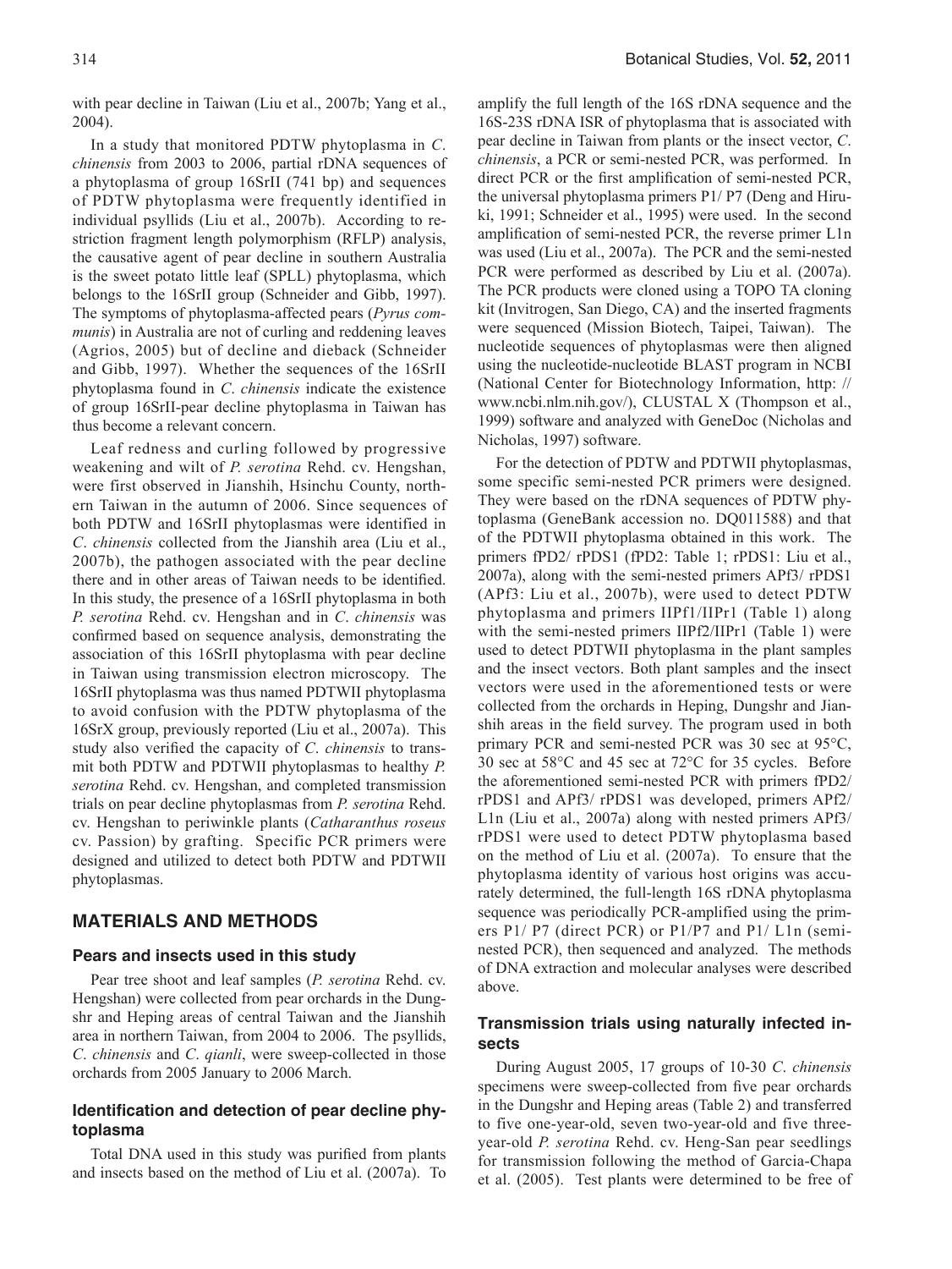with pear decline in Taiwan (Liu et al., 2007b; Yang et al., 2004).

In a study that monitored PDTW phytoplasma in *C. chinensis* from 2003 to 2006, partial rDNA sequences of a phytoplasma of group 16SrII (741 bp) and sequences of PDTW phytoplasma were frequently identified in individual psyllids (Liu et al., 2007b). According to restriction fragment length polymorphism (RFLP) analysis, the causative agent of pear decline in southern Australia is the sweet potato little leaf (SPLL) phytoplasma, which belongs to the 16SrII group (Schneider and Gibb, 1997). The symptoms of phytoplasma-affected pears (*Pyrus communis*) in Australia are not of curling and reddening leaves (Agrios, 2005) but of decline and dieback (Schneider and Gibb, 1997). Whether the sequences of the 16SrII phytoplasma found in *C. chinensis* indicate the existence of group 16SrII-pear decline phytoplasma in Taiwan has thus become a relevant concern.

Leaf redness and curling followed by progressive weakening and wilt of *P. serotina* Rehd. cv. Hengshan, were first observed in Jianshih, Hsinchu County, northern Taiwan in the autumn of 2006. Since sequences of both PDTW and 16SrII phytoplasmas were identified in *C. chinensis* collected from the Jianshih area (Liu et al., 2007b), the pathogen associated with the pear decline there and in other areas of Taiwan needs to be identified. In this study, the presence of a 16SrII phytoplasma in both *P. serotina* Rehd. cv. Hengshan and in *C. chinensis* was confirmed based on sequence analysis, demonstrating the association of this 16SrII phytoplasma with pear decline in Taiwan using transmission electron microscopy. The 16SrII phytoplasma was thus named PDTWII phytoplasma to avoid confusion with the PDTW phytoplasma of the 16SrX group, previously reported (Liu et al., 2007a). This study also verified the capacity of *C. chinensis* to transmit both PDTW and PDTWII phytoplasmas to healthy *P. serotina* Rehd. cv. Hengshan, and completed transmission trials on pear decline phytoplasmas from *P. serotina* Rehd. cv. Hengshan to periwinkle plants (*Catharanthus roseus* cv. Passion) by grafting. Specific PCR primers were designed and utilized to detect both PDTW and PDTWII phytoplasmas.

## MATERIALS AND METHODS

### Pears and insects used in this study

Pear tree shoot and leaf samples (*P. serotina* Rehd. cv. Hengshan) were collected from pear orchards in the Dungshr and Heping areas of central Taiwan and the Jianshih area in northern Taiwan, from 2004 to 2006. The psyllids, *C. chinensis* and *C. qianli*, were sweep-collected in those orchards from 2005 January to 2006 March.

### Identification and detection of pear decline phytoplasma

Total DNA used in this study was purified from plants and insects based on the method of Liu et al. (2007a). To amplify the full length of the 16S rDNA sequence and the 16S-23S rDNA ISR of phytoplasma that is associated with pear decline in Taiwan from plants or the insect vector, *C. chinensis*, a PCR or semi-nested PCR, was performed. In direct PCR or the first amplification of semi-nested PCR, the universal phytoplasma primers P1/ P7 (Deng and Hiruki, 1991; Schneider et al., 1995) were used. In the second amplification of semi-nested PCR, the reverse primer L1n was used (Liu et al., 2007a). The PCR and the semi-nested PCR were performed as described by Liu et al. (2007a). The PCR products were cloned using a TOPO TA cloning kit (Invitrogen, San Diego, CA) and the inserted fragments were sequenced (Mission Biotech, Taipei, Taiwan). The nucleotide sequences of phytoplasmas were then aligned using the nucleotide-nucleotide BLAST program in NCBI (National Center for Biotechnology Information, http: // www.ncbi.nlm.nih.gov/), CLUSTAL X (Thompson et al., 1999) software and analyzed with GeneDoc (Nicholas and Nicholas, 1997) software.

For the detection of PDTW and PDTWII phytoplasmas, some specific semi-nested PCR primers were designed. They were based on the rDNA sequences of PDTW phytoplasma (GeneBank accession no. DQ011588) and that of the PDTWII phytoplasma obtained in this work. The primers fPD2/ rPDS1 (fPD2: Table 1; rPDS1: Liu et al., 2007a), along with the semi-nested primers APf3/ rPDS1 (APf3: Liu et al., 2007b), were used to detect PDTW phytoplasma and primers IIPf1/IIPr1 (Table 1) along with the semi-nested primers IIPf2/IIPr1 (Table 1) were used to detect PDTWII phytoplasma in the plant samples and the insect vectors. Both plant samples and the insect vectors were used in the aforementioned tests or were collected from the orchards in Heping, Dungshr and Jianshih areas in the field survey. The program used in both primary PCR and semi-nested PCR was 30 sec at 95°C, 30 sec at 58°C and 45 sec at 72°C for 35 cycles. Before the aforementioned semi-nested PCR with primers fPD2/ rPDS1 and APf3/ rPDS1 was developed, primers APf2/ L1n (Liu et al., 2007a) along with nested primers APf3/ rPDS1 were used to detect PDTW phytoplasma based on the method of Liu et al. (2007a). To ensure that the phytoplasma identity of various host origins was accurately determined, the full-length 16S rDNA phytoplasma sequence was periodically PCR-amplified using the primers P1/ P7 (direct PCR) or P1/P7 and P1/ L1n (semi-nested PCR), then sequenced and analyzed. The methods of DNA extraction and molecular analyses were described above.

### Transmission trials using naturally infected insects

During August 2005, 17 groups of 10-30 *C. chinensis* specimens were sweep-collected from five pear orchards in the Dungshr and Heping areas (Table 2) and transferred to five one-year-old, seven two-year-old and five three-year-old *P. serotina* Rehd. cv. Heng-San pear seedlings for transmission following the method of Garcia-Chapa et al. (2005). Test plants were determined to be free of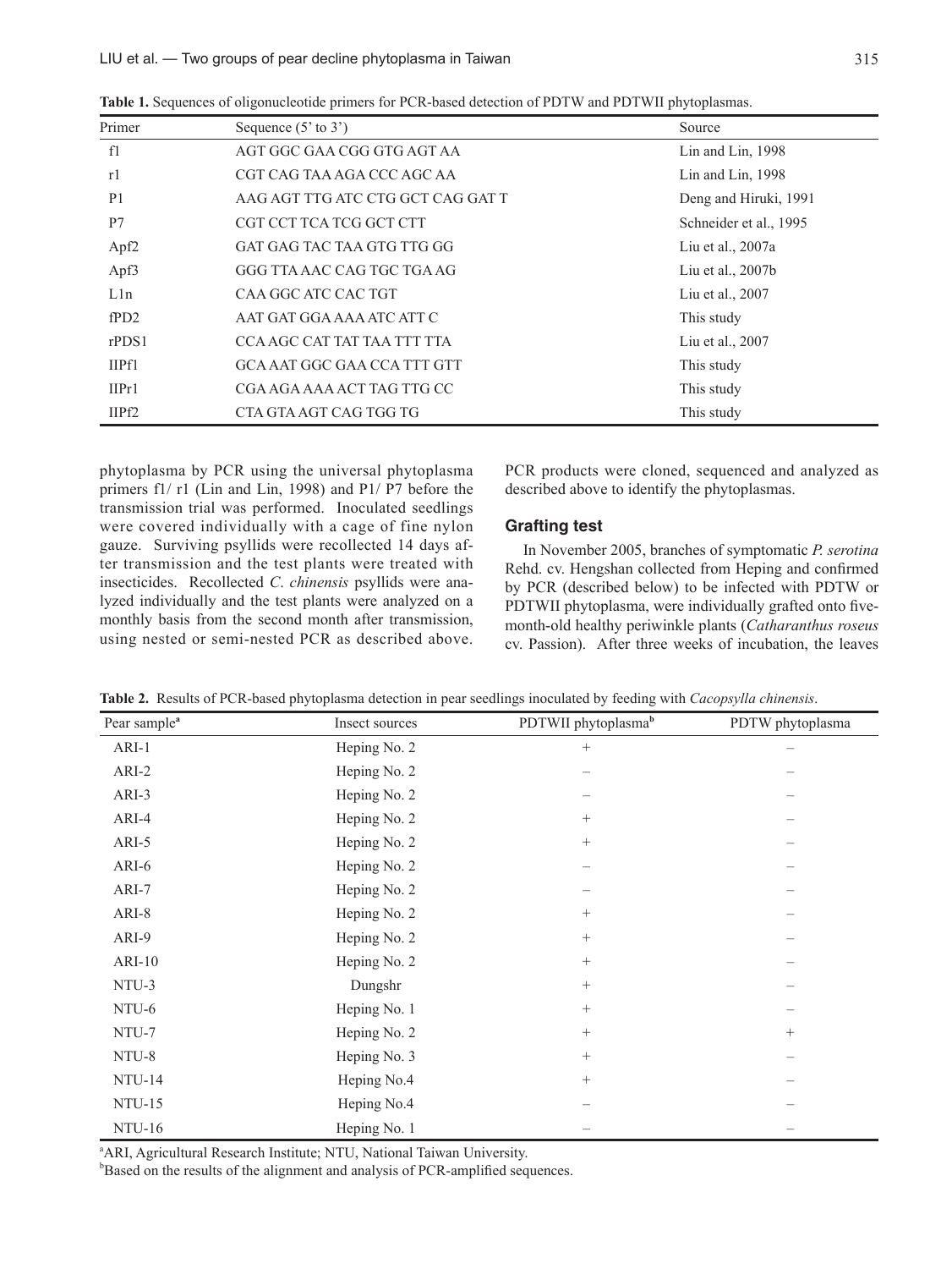**Table 1.** Sequences of oligonucleotide primers for PCR-based detection of PDTW and PDTWII phytoplasmas.

| Primer | Sequence (5' to 3') | Source |
|---|---|---|
| f1 | AGT GGC GAA CGG GTG AGT AA | Lin and Lin, 1998 |
| r1 | CGT CAG TAA AGA CCC AGC AA | Lin and Lin, 1998 |
| P1 | AAG AGT TTG ATC CTG GCT CAG GAT T | Deng and Hiruki, 1991 |
| P7 | CGT CCT TCA TCG GCT CTT | Schneider et al., 1995 |
| Apf2 | GAT GAG TAC TAA GTG TTG GG | Liu et al., 2007a |
| Apf3 | GGG TTA AAC CAG TGC TGA AG | Liu et al., 2007b |
| L1n | CAA GGC ATC CAC TGT | Liu et al., 2007 |
| fPD2 | AAT GAT GGA AAA ATC ATT C | This study |
| rPDS1 | CCA AGC CAT TAT TAA TTT TTA | Liu et al., 2007 |
| IIPf1 | GCA AAT GGC GAA CCA TTT GTT | This study |
| IIPr1 | CGA AGA AAA ACT TAG TTG CC | This study |
| IIPf2 | CTA GTA AGT CAG TGG TG | This study |

phytoplasma by PCR using the universal phytoplasma primers f1/ r1 (Lin and Lin, 1998) and P1/ P7 before the transmission trial was performed. Inoculated seedlings were covered individually with a cage of fine nylon gauze. Surviving psyllids were recollected 14 days after transmission and the test plants were treated with insecticides. Recollected *C. chinensis* psyllids were analyzed individually and the test plants were analyzed on a monthly basis from the second month after transmission, using nested or semi-nested PCR as described above. PCR products were cloned, sequenced and analyzed as described above to identify the phytoplasmas.

### Grafting test

In November 2005, branches of symptomatic *P. serotina* Rehd. cv. Hengshan collected from Heping and confirmed by PCR (described below) to be infected with PDTW or PDTWII phytoplasma, were individually grafted onto five-month-old healthy periwinkle plants (*Catharanthus roseus* cv. Passion). After three weeks of incubation, the leaves

**Table 2.** Results of PCR-based phytoplasma detection in pear seedlings inoculated by feeding with *Cacopsylla chinensis*.

| Pear sample[a] | Insect sources | PDTWII phytoplasma[b] | PDTW phytoplasma |
|---|---|---|---|
| ARI-1 | Heping No. 2 | + | – |
| ARI-2 | Heping No. 2 | – | – |
| ARI-3 | Heping No. 2 | – | – |
| ARI-4 | Heping No. 2 | + | – |
| ARI-5 | Heping No. 2 | + | – |
| ARI-6 | Heping No. 2 | – | – |
| ARI-7 | Heping No. 2 | – | – |
| ARI-8 | Heping No. 2 | + | – |
| ARI-9 | Heping No. 2 | + | – |
| ARI-10 | Heping No. 2 | + | – |
| NTU-3 | Dungshr | + | – |
| NTU-6 | Heping No. 1 | + | – |
| NTU-7 | Heping No. 2 | + | + |
| NTU-8 | Heping No. 3 | + | – |
| NTU-14 | Heping No.4 | + | – |
| NTU-15 | Heping No.4 | – | – |
| NTU-16 | Heping No. 1 | – | – |

[a]ARI, Agricultural Research Institute; NTU, National Taiwan University.

[b]Based on the results of the alignment and analysis of PCR-amplified sequences.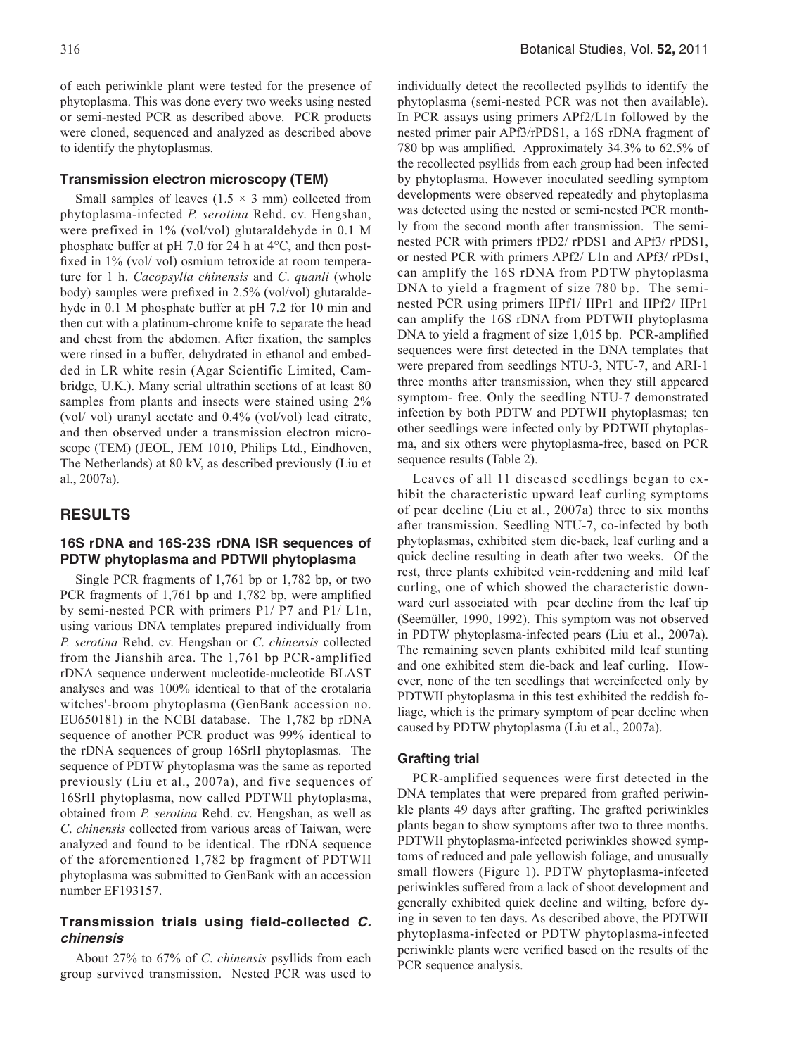of each periwinkle plant were tested for the presence of phytoplasma. This was done every two weeks using nested or semi-nested PCR as described above. PCR products were cloned, sequenced and analyzed as described above to identify the phytoplasmas.

### Transmission electron microscopy (TEM)

Small samples of leaves (1.5 × 3 mm) collected from phytoplasma-infected *P. serotina* Rehd. cv. Hengshan, were prefixed in 1% (vol/vol) glutaraldehyde in 0.1 M phosphate buffer at pH 7.0 for 24 h at 4°C, and then post-fixed in 1% (vol/ vol) osmium tetroxide at room temperature for 1 h. *Cacopsylla chinensis* and *C*. *quanli* (whole body) samples were prefixed in 2.5% (vol/vol) glutaraldehyde in 0.1 M phosphate buffer at pH 7.2 for 10 min and then cut with a platinum-chrome knife to separate the head and chest from the abdomen. After fixation, the samples were rinsed in a buffer, dehydrated in ethanol and embedded in LR white resin (Agar Scientific Limited, Cambridge, U.K.). Many serial ultrathin sections of at least 80 samples from plants and insects were stained using 2% (vol/ vol) uranyl acetate and 0.4% (vol/vol) lead citrate, and then observed under a transmission electron microscope (TEM) (JEOL, JEM 1010, Philips Ltd., Eindhoven, The Netherlands) at 80 kV, as described previously (Liu et al., 2007a).

## RESULTS

### 16S rDNA and 16S-23S rDNA ISR sequences of PDTW phytoplasma and PDTWII phytoplasma

Single PCR fragments of 1,761 bp or 1,782 bp, or two PCR fragments of 1,761 bp and 1,782 bp, were amplified by semi-nested PCR with primers P1/ P7 and P1/ L1n, using various DNA templates prepared individually from *P. serotina* Rehd. cv. Hengshan or *C*. *chinensis* collected from the Jianshih area. The 1,761 bp PCR-amplified rDNA sequence underwent nucleotide-nucleotide BLAST analyses and was 100% identical to that of the crotalaria witches'-broom phytoplasma (GenBank accession no. EU650181) in the NCBI database. The 1,782 bp rDNA sequence of another PCR product was 99% identical to the rDNA sequences of group 16SrII phytoplasmas. The sequence of PDTW phytoplasma was the same as reported previously (Liu et al., 2007a), and five sequences of 16SrII phytoplasma, now called PDTWII phytoplasma, obtained from *P. serotina* Rehd. cv. Hengshan, as well as *C*. *chinensis* collected from various areas of Taiwan, were analyzed and found to be identical. The rDNA sequence of the aforementioned 1,782 bp fragment of PDTWII phytoplasma was submitted to GenBank with an accession number EF193157.

### Transmission trials using field-collected *C. chinensis*

About 27% to 67% of *C*. *chinensis* psyllids from each group survived transmission. Nested PCR was used to individually detect the recollected psyllids to identify the phytoplasma (semi-nested PCR was not then available). In PCR assays using primers APf2/L1n followed by the nested primer pair APf3/rPDS1, a 16S rDNA fragment of 780 bp was amplified. Approximately 34.3% to 62.5% of the recollected psyllids from each group had been infected by phytoplasma. However inoculated seedling symptom developments were observed repeatedly and phytoplasma was detected using the nested or semi-nested PCR monthly from the second month after transmission. The semi-nested PCR with primers fPD2/ rPDS1 and APf3/ rPDS1, or nested PCR with primers APf2/ L1n and APf3/ rPDs1, can amplify the 16S rDNA from PDTW phytoplasma DNA to yield a fragment of size 780 bp. The semi-nested PCR using primers IIPf1/ IIPr1 and IIPf2/ IIPr1 can amplify the 16S rDNA from PDTWII phytoplasma DNA to yield a fragment of size 1,015 bp. PCR-amplified sequences were first detected in the DNA templates that were prepared from seedlings NTU-3, NTU-7, and ARI-1 three months after transmission, when they still appeared symptom- free. Only the seedling NTU-7 demonstrated infection by both PDTW and PDTWII phytoplasmas; ten other seedlings were infected only by PDTWII phytoplasma, and six others were phytoplasma-free, based on PCR sequence results (Table 2).

Leaves of all 11 diseased seedlings began to exhibit the characteristic upward leaf curling symptoms of pear decline (Liu et al., 2007a) three to six months after transmission. Seedling NTU-7, co-infected by both phytoplasmas, exhibited stem die-back, leaf curling and a quick decline resulting in death after two weeks. Of the rest, three plants exhibited vein-reddening and mild leaf curling, one of which showed the characteristic downward curl associated with pear decline from the leaf tip (Seemüller, 1990, 1992). This symptom was not observed in PDTW phytoplasma-infected pears (Liu et al., 2007a). The remaining seven plants exhibited mild leaf stunting and one exhibited stem die-back and leaf curling. However, none of the ten seedlings that wereinfected only by PDTWII phytoplasma in this test exhibited the reddish foliage, which is the primary symptom of pear decline when caused by PDTW phytoplasma (Liu et al., 2007a).

### Grafting trial

PCR-amplified sequences were first detected in the DNA templates that were prepared from grafted periwinkle plants 49 days after grafting. The grafted periwinkles plants began to show symptoms after two to three months. PDTWII phytoplasma-infected periwinkles showed symptoms of reduced and pale yellowish foliage, and unusually small flowers (Figure 1). PDTW phytoplasma-infected periwinkles suffered from a lack of shoot development and generally exhibited quick decline and wilting, before dying in seven to ten days. As described above, the PDTWII phytoplasma-infected or PDTW phytoplasma-infected periwinkle plants were verified based on the results of the PCR sequence analysis.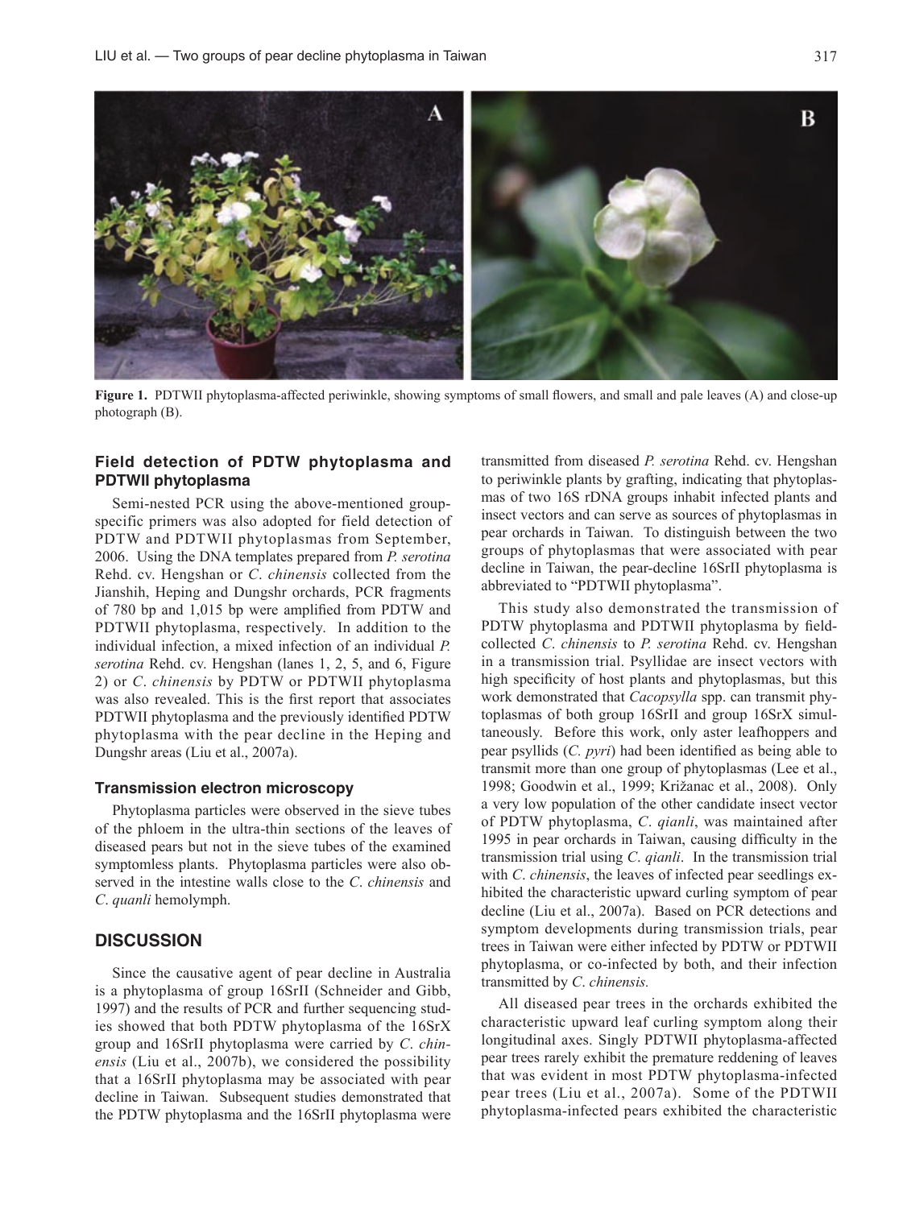**Figure 1.** PDTWII phytoplasma-affected periwinkle, showing symptoms of small flowers, and small and pale leaves (A) and close-up photograph (B).

### Field detection of PDTW phytoplasma and PDTWII phytoplasma

Semi-nested PCR using the above-mentioned group-specific primers was also adopted for field detection of PDTW and PDTWII phytoplasmas from September, 2006. Using the DNA templates prepared from *P. serotina* Rehd. cv. Hengshan or *C*. *chinensis* collected from the Jianshih, Heping and Dungshr orchards, PCR fragments of 780 bp and 1,015 bp were amplified from PDTW and PDTWII phytoplasma, respectively. In addition to the individual infection, a mixed infection of an individual *P. serotina* Rehd. cv. Hengshan (lanes 1, 2, 5, and 6, Figure 2) or *C*. *chinensis* by PDTW or PDTWII phytoplasma was also revealed. This is the first report that associates PDTWII phytoplasma and the previously identified PDTW phytoplasma with the pear decline in the Heping and Dungshr areas (Liu et al., 2007a).

### Transmission electron microscopy

Phytoplasma particles were observed in the sieve tubes of the phloem in the ultra-thin sections of the leaves of diseased pears but not in the sieve tubes of the examined symptomless plants. Phytoplasma particles were also observed in the intestine walls close to the *C*. *chinensis* and *C*. *quanli* hemolymph.

## DISCUSSION

Since the causative agent of pear decline in Australia is a phytoplasma of group 16SrII (Schneider and Gibb, 1997) and the results of PCR and further sequencing studies showed that both PDTW phytoplasma of the 16SrX group and 16SrII phytoplasma were carried by *C*. *chinensis* (Liu et al., 2007b), we considered the possibility that a 16SrII phytoplasma may be associated with pear decline in Taiwan. Subsequent studies demonstrated that the PDTW phytoplasma and the 16SrII phytoplasma were transmitted from diseased *P. serotina* Rehd. cv. Hengshan to periwinkle plants by grafting, indicating that phytoplasmas of two 16S rDNA groups inhabit infected plants and insect vectors and can serve as sources of phytoplasmas in pear orchards in Taiwan. To distinguish between the two groups of phytoplasmas that were associated with pear decline in Taiwan, the pear-decline 16SrII phytoplasma is abbreviated to "PDTWII phytoplasma".

This study also demonstrated the transmission of PDTW phytoplasma and PDTWII phytoplasma by field-collected *C*. *chinensis* to *P. serotina* Rehd. cv. Hengshan in a transmission trial. Psyllidae are insect vectors with high specificity of host plants and phytoplasmas, but this work demonstrated that *Cacopsylla* spp. can transmit phytoplasmas of both group 16SrII and group 16SrX simultaneously. Before this work, only aster leafhoppers and pear psyllids (*C. pyri*) had been identified as being able to transmit more than one group of phytoplasmas (Lee et al., 1998; Goodwin et al., 1999; Križanac et al., 2008). Only a very low population of the other candidate insect vector of PDTW phytoplasma, *C*. *qianli*, was maintained after 1995 in pear orchards in Taiwan, causing difficulty in the transmission trial using *C*. *qianli*. In the transmission trial with *C*. *chinensis*, the leaves of infected pear seedlings exhibited the characteristic upward curling symptom of pear decline (Liu et al., 2007a). Based on PCR detections and symptom developments during transmission trials, pear trees in Taiwan were either infected by PDTW or PDTWII phytoplasma, or co-infected by both, and their infection transmitted by *C*. *chinensis.*

All diseased pear trees in the orchards exhibited the characteristic upward leaf curling symptom along their longitudinal axes. Singly PDTWII phytoplasma-affected pear trees rarely exhibit the premature reddening of leaves that was evident in most PDTW phytoplasma-infected pear trees (Liu et al., 2007a). Some of the PDTWII phytoplasma-infected pears exhibited the characteristic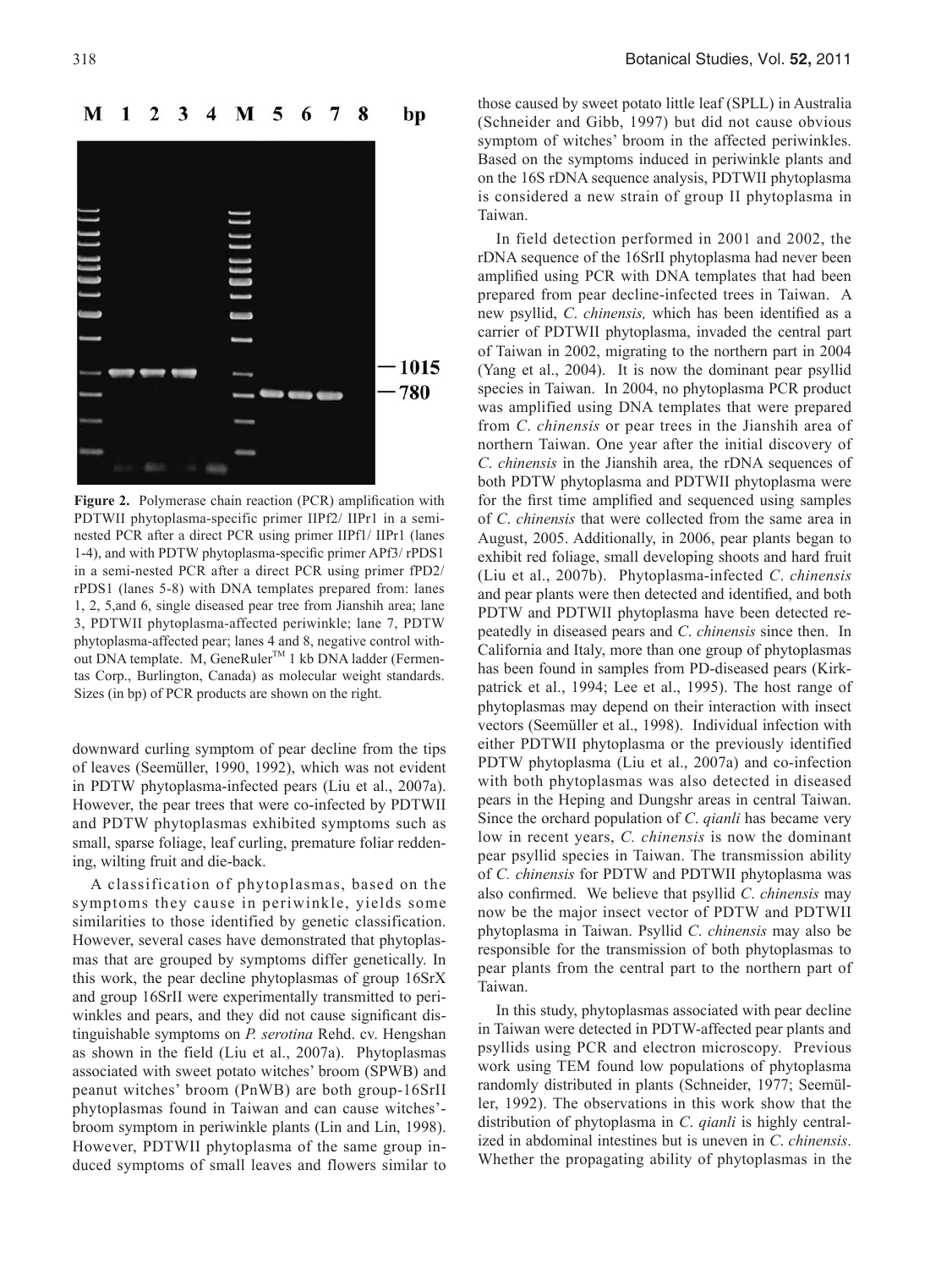**Figure 2.** Polymerase chain reaction (PCR) amplification with PDTWII phytoplasma-specific primer IIPf2/ IIPr1 in a semi-nested PCR after a direct PCR using primer IIPf1/ IIPr1 (lanes 1-4), and with PDTW phytoplasma-specific primer APf3/ rPDS1 in a semi-nested PCR after a direct PCR using primer fPD2/ rPDS1 (lanes 5-8) with DNA templates prepared from: lanes 1, 2, 5,and 6, single diseased pear tree from Jianshih area; lane 3, PDTWII phytoplasma-affected periwinkle; lane 7, PDTW phytoplasma-affected pear; lanes 4 and 8, negative control without DNA template. M, GeneRuler™ 1 kb DNA ladder (Fermentas Corp., Burlington, Canada) as molecular weight standards. Sizes (in bp) of PCR products are shown on the right.

downward curling symptom of pear decline from the tips of leaves (Seemüller, 1990, 1992), which was not evident in PDTW phytoplasma-infected pears (Liu et al., 2007a). However, the pear trees that were co-infected by PDTWII and PDTW phytoplasmas exhibited symptoms such as small, sparse foliage, leaf curling, premature foliar reddening, wilting fruit and die-back.

A classification of phytoplasmas, based on the symptoms they cause in periwinkle, yields some similarities to those identified by genetic classification. However, several cases have demonstrated that phytoplasmas that are grouped by symptoms differ genetically. In this work, the pear decline phytoplasmas of group 16SrX and group 16SrII were experimentally transmitted to periwinkles and pears, and they did not cause significant distinguishable symptoms on *P. serotina* Rehd. cv. Hengshan as shown in the field (Liu et al., 2007a). Phytoplasmas associated with sweet potato witches' broom (SPWB) and peanut witches' broom (PnWB) are both group-16SrII phytoplasmas found in Taiwan and can cause witches'-broom symptom in periwinkle plants (Lin and Lin, 1998). However, PDTWII phytoplasma of the same group induced symptoms of small leaves and flowers similar to those caused by sweet potato little leaf (SPLL) in Australia (Schneider and Gibb, 1997) but did not cause obvious symptom of witches' broom in the affected periwinkles. Based on the symptoms induced in periwinkle plants and on the 16S rDNA sequence analysis, PDTWII phytoplasma is considered a new strain of group II phytoplasma in Taiwan.

In field detection performed in 2001 and 2002, the rDNA sequence of the 16SrII phytoplasma had never been amplified using PCR with DNA templates that had been prepared from pear decline-infected trees in Taiwan. A new psyllid, *C. chinensis,* which has been identified as a carrier of PDTWII phytoplasma, invaded the central part of Taiwan in 2002, migrating to the northern part in 2004 (Yang et al., 2004). It is now the dominant pear psyllid species in Taiwan. In 2004, no phytoplasma PCR product was amplified using DNA templates that were prepared from *C. chinensis* or pear trees in the Jianshih area of northern Taiwan. One year after the initial discovery of *C. chinensis* in the Jianshih area, the rDNA sequences of both PDTW phytoplasma and PDTWII phytoplasma were for the first time amplified and sequenced using samples of *C. chinensis* that were collected from the same area in August, 2005. Additionally, in 2006, pear plants began to exhibit red foliage, small developing shoots and hard fruit (Liu et al., 2007b). Phytoplasma-infected *C. chinensis* and pear plants were then detected and identified, and both PDTW and PDTWII phytoplasma have been detected repeatedly in diseased pears and *C. chinensis* since then. In California and Italy, more than one group of phytoplasmas has been found in samples from PD-diseased pears (Kirkpatrick et al., 1994; Lee et al., 1995). The host range of phytoplasmas may depend on their interaction with insect vectors (Seemüller et al., 1998). Individual infection with either PDTWII phytoplasma or the previously identified PDTW phytoplasma (Liu et al., 2007a) and co-infection with both phytoplasmas was also detected in diseased pears in the Heping and Dungshr areas in central Taiwan. Since the orchard population of *C. qianli* has became very low in recent years, *C. chinensis* is now the dominant pear psyllid species in Taiwan. The transmission ability of *C. chinensis* for PDTW and PDTWII phytoplasma was also confirmed. We believe that psyllid *C. chinensis* may now be the major insect vector of PDTW and PDTWII phytoplasma in Taiwan. Psyllid *C. chinensis* may also be responsible for the transmission of both phytoplasmas to pear plants from the central part to the northern part of Taiwan.

In this study, phytoplasmas associated with pear decline in Taiwan were detected in PDTW-affected pear plants and psyllids using PCR and electron microscopy. Previous work using TEM found low populations of phytoplasma randomly distributed in plants (Schneider, 1977; Seemüller, 1992). The observations in this work show that the distribution of phytoplasma in *C. qianli* is highly centralized in abdominal intestines but is uneven in *C. chinensis*. Whether the propagating ability of phytoplasmas in the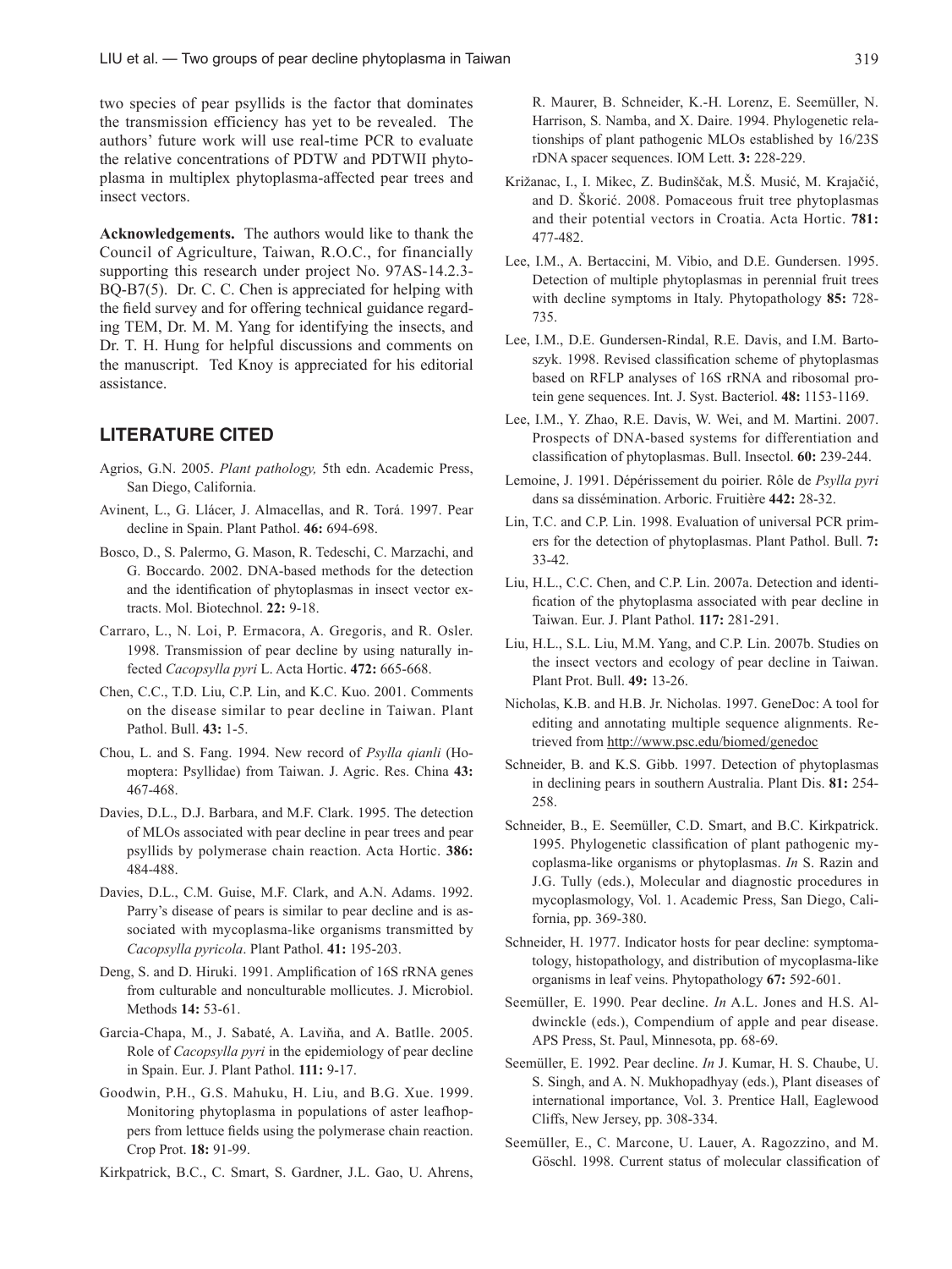two species of pear psyllids is the factor that dominates the transmission efficiency has yet to be revealed. The authors' future work will use real-time PCR to evaluate the relative concentrations of PDTW and PDTWII phytoplasma in multiplex phytoplasma-affected pear trees and insect vectors.

**Acknowledgements.** The authors would like to thank the Council of Agriculture, Taiwan, R.O.C., for financially supporting this research under project No. 97AS-14.2.3-BQ-B7(5). Dr. C. C. Chen is appreciated for helping with the field survey and for offering technical guidance regarding TEM, Dr. M. M. Yang for identifying the insects, and Dr. T. H. Hung for helpful discussions and comments on the manuscript. Ted Knoy is appreciated for his editorial assistance.

## LITERATURE CITED

Agrios, G.N. 2005. *Plant pathology,* 5th edn. Academic Press, San Diego, California.

Avinent, L., G. Llácer, J. Almacellas, and R. Torá. 1997. Pear decline in Spain. Plant Pathol. **46:** 694-698.

Bosco, D., S. Palermo, G. Mason, R. Tedeschi, C. Marzachi, and G. Boccardo. 2002. DNA-based methods for the detection and the identification of phytoplasmas in insect vector extracts. Mol. Biotechnol. **22:** 9-18.

Carraro, L., N. Loi, P. Ermacora, A. Gregoris, and R. Osler. 1998. Transmission of pear decline by using naturally infected *Cacopsylla pyri* L. Acta Hortic. **472:** 665-668.

Chen, C.C., T.D. Liu, C.P. Lin, and K.C. Kuo. 2001. Comments on the disease similar to pear decline in Taiwan. Plant Pathol. Bull. **43:** 1-5.

Chou, L. and S. Fang. 1994. New record of *Psylla qianli* (Homoptera: Psyllidae) from Taiwan. J. Agric. Res. China **43:** 467-468.

Davies, D.L., D.J. Barbara, and M.F. Clark. 1995. The detection of MLOs associated with pear decline in pear trees and pear psyllids by polymerase chain reaction. Acta Hortic. **386:** 484-488.

Davies, D.L., C.M. Guise, M.F. Clark, and A.N. Adams. 1992. Parry's disease of pears is similar to pear decline and is associated with mycoplasma-like organisms transmitted by *Cacopsylla pyricola*. Plant Pathol. **41:** 195-203.

Deng, S. and D. Hiruki. 1991. Amplification of 16S rRNA genes from culturable and nonculturable mollicutes. J. Microbiol. Methods **14:** 53-61.

Garcia-Chapa, M., J. Sabaté, A. Laviña, and A. Batlle. 2005. Role of *Cacopsylla pyri* in the epidemiology of pear decline in Spain. Eur. J. Plant Pathol. **111:** 9-17.

Goodwin, P.H., G.S. Mahuku, H. Liu, and B.G. Xue. 1999. Monitoring phytoplasma in populations of aster leafhoppers from lettuce fields using the polymerase chain reaction. Crop Prot. **18:** 91-99.

Kirkpatrick, B.C., C. Smart, S. Gardner, J.L. Gao, U. Ahrens, R. Maurer, B. Schneider, K.-H. Lorenz, E. Seemüller, N. Harrison, S. Namba, and X. Daire. 1994. Phylogenetic relationships of plant pathogenic MLOs established by 16/23S rDNA spacer sequences. IOM Lett. **3:** 228-229.

Križanac, I., I. Mikec, Z. Budinšćak, M.Š. Musić, M. Krajačić, and D. Škorić. 2008. Pomaceous fruit tree phytoplasmas and their potential vectors in Croatia. Acta Hortic. **781:** 477-482.

Lee, I.M., A. Bertaccini, M. Vibio, and D.E. Gundersen. 1995. Detection of multiple phytoplasmas in perennial fruit trees with decline symptoms in Italy. Phytopathology **85:** 728-735.

Lee, I.M., D.E. Gundersen-Rindal, R.E. Davis, and I.M. Bartoszyk. 1998. Revised classification scheme of phytoplasmas based on RFLP analyses of 16S rRNA and ribosomal protein gene sequences. Int. J. Syst. Bacteriol. **48:** 1153-1169.

Lee, I.M., Y. Zhao, R.E. Davis, W. Wei, and M. Martini. 2007. Prospects of DNA-based systems for differentiation and classification of phytoplasmas. Bull. Insectol. **60:** 239-244.

Lemoine, J. 1991. Dépérissement du poirier. Rôle de *Psylla pyri* dans sa dissémination. Arboric. Fruitière **442:** 28-32.

Lin, T.C. and C.P. Lin. 1998. Evaluation of universal PCR primers for the detection of phytoplasmas. Plant Pathol. Bull. **7:** 33-42.

Liu, H.L., C.C. Chen, and C.P. Lin. 2007a. Detection and identification of the phytoplasma associated with pear decline in Taiwan. Eur. J. Plant Pathol. **117:** 281-291.

Liu, H.L., S.L. Liu, M.M. Yang, and C.P. Lin. 2007b. Studies on the insect vectors and ecology of pear decline in Taiwan. Plant Prot. Bull. **49:** 13-26.

Nicholas, K.B. and H.B. Jr. Nicholas. 1997. GeneDoc: A tool for editing and annotating multiple sequence alignments. Retrieved from http://www.psc.edu/biomed/genedoc

Schneider, B. and K.S. Gibb. 1997. Detection of phytoplasmas in declining pears in southern Australia. Plant Dis. **81:** 254-258.

Schneider, B., E. Seemüller, C.D. Smart, and B.C. Kirkpatrick. 1995. Phylogenetic classification of plant pathogenic mycoplasma-like organisms or phytoplasmas. *In* S. Razin and J.G. Tully (eds.), Molecular and diagnostic procedures in mycoplasmology, Vol. 1. Academic Press, San Diego, California, pp. 369-380.

Schneider, H. 1977. Indicator hosts for pear decline: symptomatology, histopathology, and distribution of mycoplasma-like organisms in leaf veins. Phytopathology **67:** 592-601.

Seemüller, E. 1990. Pear decline. *In* A.L. Jones and H.S. Aldwinckle (eds.), Compendium of apple and pear disease. APS Press, St. Paul, Minnesota, pp. 68-69.

Seemüller, E. 1992. Pear decline. *In* J. Kumar, H. S. Chaube, U. S. Singh, and A. N. Mukhopadhyay (eds.), Plant diseases of international importance, Vol. 3. Prentice Hall, Eaglewood Cliffs, New Jersey, pp. 308-334.

Seemüller, E., C. Marcone, U. Lauer, A. Ragozzino, and M. Göschl. 1998. Current status of molecular classification of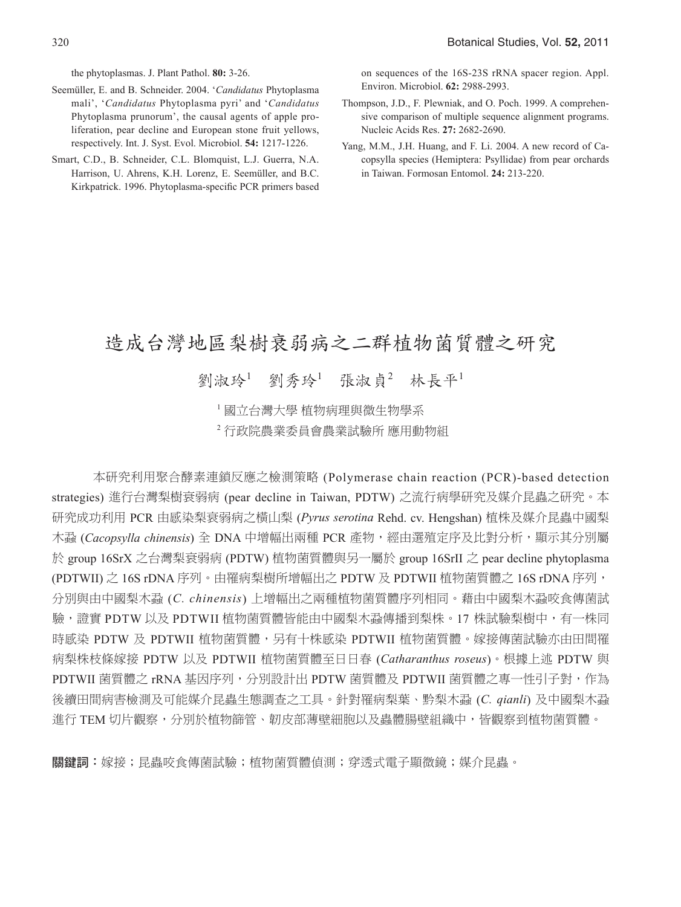the phytoplasmas. J. Plant Pathol. **80:** 3-26.

Seemüller, E. and B. Schneider. 2004. '*Candidatus* Phytoplasma mali', '*Candidatus* Phytoplasma pyri' and '*Candidatus* Phytoplasma prunorum', the causal agents of apple proliferation, pear decline and European stone fruit yellows, respectively. Int. J. Syst. Evol. Microbiol. **54:** 1217-1226.

Smart, C.D., B. Schneider, C.L. Blomquist, L.J. Guerra, N.A. Harrison, U. Ahrens, K.H. Lorenz, E. Seemüller, and B.C. Kirkpatrick. 1996. Phytoplasma-specific PCR primers based on sequences of the 16S-23S rRNA spacer region. Appl. Environ. Microbiol. **62:** 2988-2993.

Thompson, J.D., F. Plewniak, and O. Poch. 1999. A comprehensive comparison of multiple sequence alignment programs. Nucleic Acids Res. **27:** 2682-2690.

Yang, M.M., J.H. Huang, and F. Li. 2004. A new record of Cacopsylla species (Hemiptera: Psyllidae) from pear orchards in Taiwan. Formosan Entomol. **24:** 213-220.

# 造成台灣地區梨樹衰弱病之二群植物菌質體之研究

劉淑玲[1]　劉秀玲[1]　張淑貞[2]　林長平[1]

[1] 國立台灣大學 植物病理與微生物學系

[2] 行政院農業委員會農業試驗所 應用動物組

本研究利用聚合酵素連鎖反應之檢測策略 (Polymerase chain reaction (PCR)-based detection strategies) 進行台灣梨樹衰弱病 (pear decline in Taiwan, PDTW) 之流行病學研究及媒介昆蟲之研究。本研究成功利用 PCR 由感染梨衰弱病之橫山梨 (*Pyrus serotina* Rehd. cv. Hengshan) 植株及媒介昆蟲中國梨木蝨 (*Cacopsylla chinensis*) 全 DNA 中增幅出兩種 PCR 產物，經由選殖定序及比對分析，顯示其分別屬於 group 16SrX 之台灣梨衰弱病 (PDTW) 植物菌質體與另一屬於 group 16SrII 之 pear decline phytoplasma (PDTWII) 之 16S rDNA 序列。由罹病梨樹所增幅出之 PDTW 及 PDTWII 植物菌質體之 16S rDNA 序列，分別與由中國梨木蝨 (*C. chinensis*) 上增幅出之兩種植物菌質體序列相同。藉由中國梨木蝨咬食傳菌試驗，證實 PDTW 以及 PDTWII 植物菌質體皆能由中國梨木蝨傳播到梨株。17 株試驗梨樹中，有一株同時感染 PDTW 及 PDTWII 植物菌質體，另有十株感染 PDTWII 植物菌質體。嫁接傳菌試驗亦由田間罹病梨株枝條嫁接 PDTW 以及 PDTWII 植物菌質體至日日春 (*Catharanthus roseus*)。根據上述 PDTW 與 PDTWII 菌質體之 rRNA 基因序列，分別設計出 PDTW 菌質體及 PDTWII 菌質體之專一性引子對，作為後續田間病害檢測及可能媒介昆蟲生態調查之工具。針對罹病梨葉、黔梨木蝨 (*C. qianli*) 及中國梨木蝨進行 TEM 切片觀察，分別於植物篩管、韌皮部薄壁細胞以及蟲體腸壁組織中，皆觀察到植物菌質體。

**關鍵詞：**嫁接；昆蟲咬食傳菌試驗；植物菌質體偵測；穿透式電子顯微鏡；媒介昆蟲。